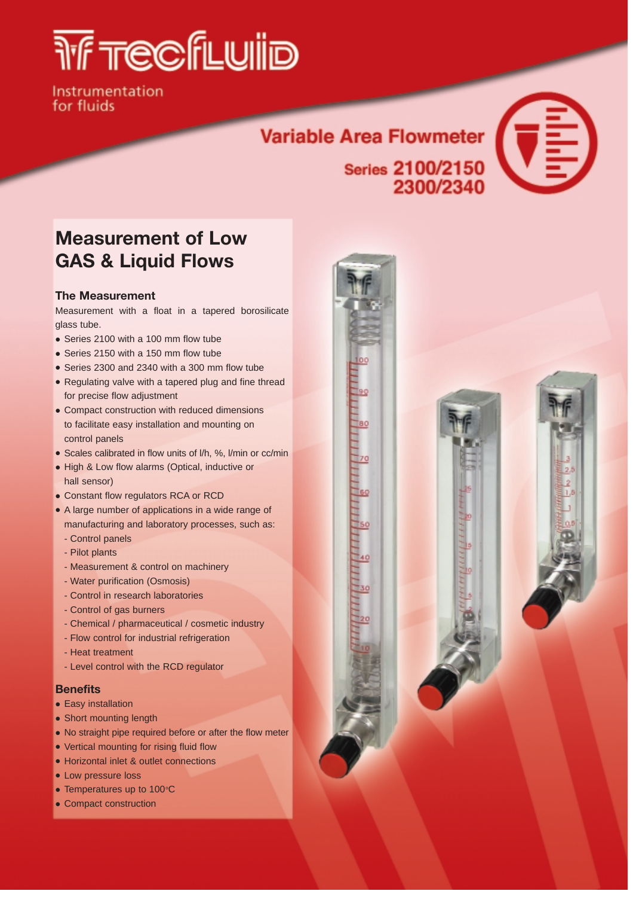Tecfluid

Instrumentation for fluids

# Variable Area Flowmeter

## Series 2100/2150 2300/2340

## Measurement of Low GAS & Liquid Flows

### The Measurement

Measurement with a float in a tapered borosilicate glass tube.

- Series 2100 with a 100 mm flow tube
- Series 2150 with a 150 mm flow tube
- Series 2300 and 2340 with a 300 mm flow tube
- Regulating valve with a tapered plug and fine thread for precise flow adjustment
- Compact construction with reduced dimensions to facilitate easy installation and mounting on control panels
- Scales calibrated in flow units of l/h, %, l/min or cc/min
- High & Low flow alarms (Optical, inductive or hall sensor)
- Constant flow regulators RCA or RCD
- A large number of applications in a wide range of manufacturing and laboratory processes, such as:
  - Control panels
  - Pilot plants
  - Measurement & control on machinery
  - Water purification (Osmosis)
  - Control in research laboratories
  - Control of gas burners
  - Chemical / pharmaceutical / cosmetic industry
  - Flow control for industrial refrigeration
  - Heat treatment
  - Level control with the RCD regulator

### Benefits

- Easy installation
- Short mounting length
- No straight pipe required before or after the flow meter
- Vertical mounting for rising fluid flow
- Horizontal inlet & outlet connections
- Low pressure loss
- Temperatures up to 100°C
- Compact construction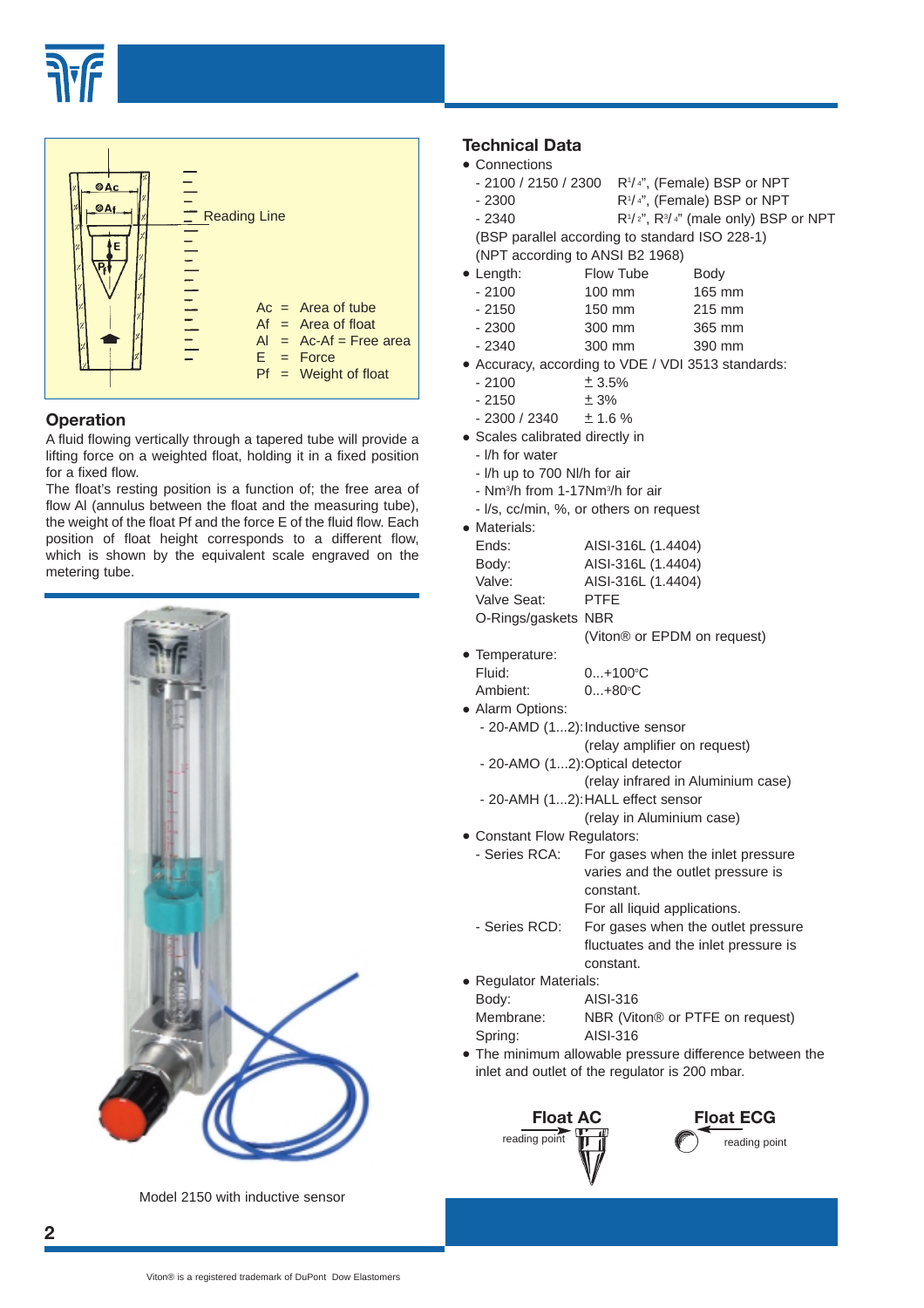Reading Line

Ac = Area of tube
Af = Area of float
Al = Ac-Af = Free area
E = Force
Pf = Weight of float

## Operation

A fluid flowing vertically through a tapered tube will provide a lifting force on a weighted float, holding it in a fixed position for a fixed flow.

The float's resting position is a function of; the free area of flow Al (annulus between the float and the measuring tube), the weight of the float Pf and the force E of the fluid flow. Each position of float height corresponds to a different flow, which is shown by the equivalent scale engraved on the metering tube.

Model 2150 with inductive sensor

## Technical Data

- Connections
  - 2100 / 2150 / 2300 $R^1/_4$", (Female) BSP or NPT
  - 2300 $R^1/_4$", (Female) BSP or NPT
  - 2340 $R^1/_2$", $R^3/_4$" (male only) BSP or NPT

  (BSP parallel according to standard ISO 228-1)
  (NPT according to ANSI B2 1968)
- Length:

| | Flow Tube | Body |
|---|---|---|
| - 2100 | 100 mm | 165 mm |
| - 2150 | 150 mm | 215 mm |
| - 2300 | 300 mm | 365 mm |
| - 2340 | 300 mm | 390 mm |

- Accuracy, according to VDE / VDI 3513 standards:
  - 2100 ± 3.5%
  - 2150 ± 3%
  - 2300 / 2340 ± 1.6 %
- Scales calibrated directly in
  - l/h for water
  - l/h up to 700 Nl/h for air
  - Nm³/h from 1-17Nm³/h for air
  - l/s, cc/min, %, or others on request
- Materials:

| | |
|---|---|
| Ends: | AISI-316L (1.4404) |
| Body: | AISI-316L (1.4404) |
| Valve: | AISI-316L (1.4404) |
| Valve Seat: | PTFE |
| O-Rings/gaskets | NBR (Viton® or EPDM on request) |

- Temperature:
  - Fluid: 0...+100°C
  - Ambient: 0...+80°C
- Alarm Options:
  - 20-AMD (1...2): Inductive sensor (relay amplifier on request)
  - 20-AMO (1...2): Optical detector (relay infrared in Aluminium case)
  - 20-AMH (1...2): HALL effect sensor (relay in Aluminium case)
- Constant Flow Regulators:
  - Series RCA: For gases when the inlet pressure varies and the outlet pressure is constant. For all liquid applications.
  - Series RCD: For gases when the outlet pressure fluctuates and the inlet pressure is constant.
- Regulator Materials:
  - Body: AISI-316
  - Membrane: NBR (Viton® or PTFE on request)
  - Spring: AISI-316
- The minimum allowable pressure difference between the inlet and outlet of the regulator is 200 mbar.

**Float AC** — reading point

**Float ECG** — reading point

Viton® is a registered trademark of DuPont Dow Elastomers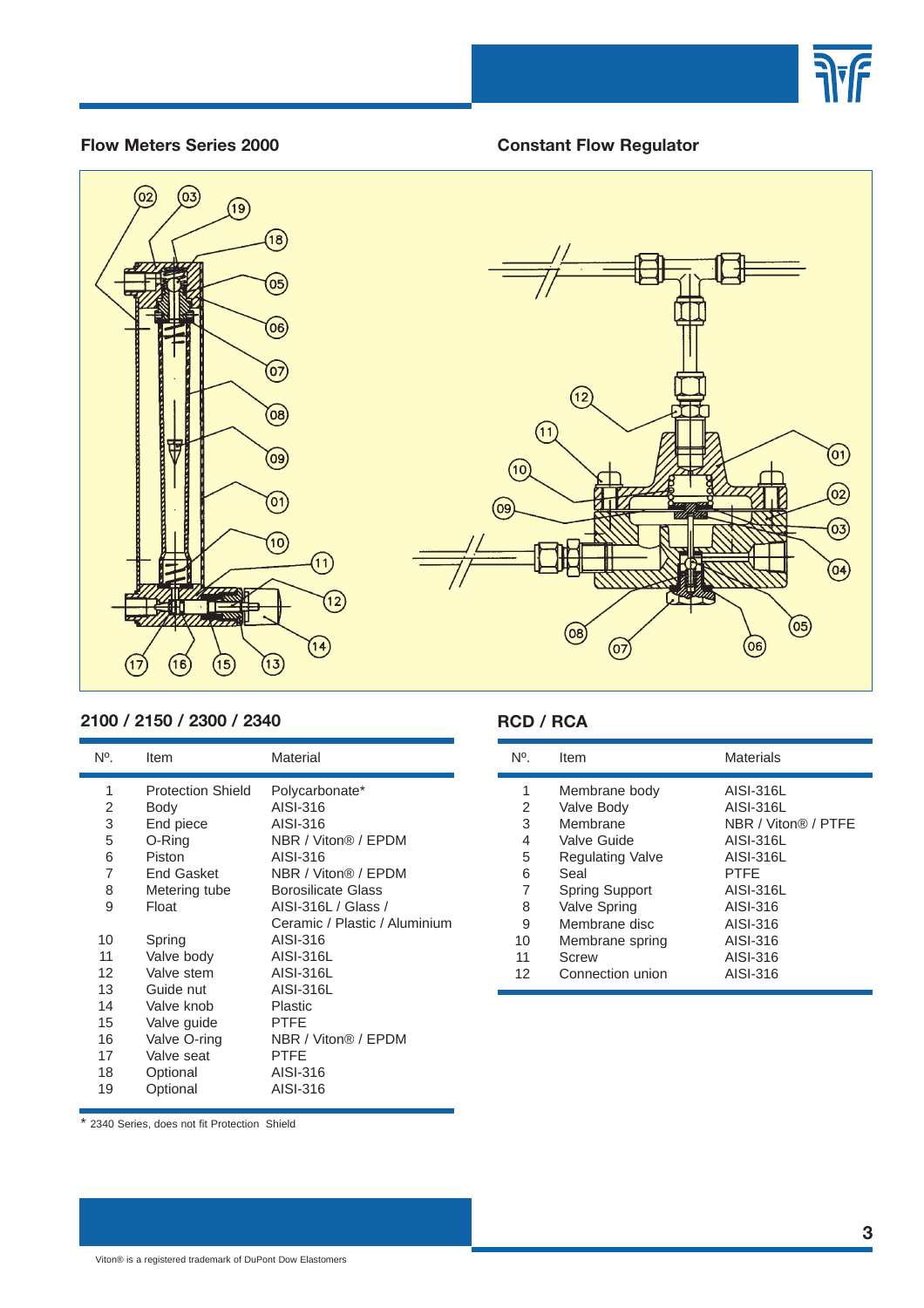## Flow Meters Series 2000

## Constant Flow Regulator

### 2100 / 2150 / 2300 / 2340

| Nº. | Item | Material |
|---|---|---|
| 1 | Protection Shield | Polycarbonate* |
| 2 | Body | AISI-316 |
| 3 | End piece | AISI-316 |
| 5 | O-Ring | NBR / Viton® / EPDM |
| 6 | Piston | AISI-316 |
| 7 | End Gasket | NBR / Viton® / EPDM |
| 8 | Metering tube | Borosilicate Glass |
| 9 | Float | AISI-316L / Glass / Ceramic / Plastic / Aluminium |
| 10 | Spring | AISI-316 |
| 11 | Valve body | AISI-316L |
| 12 | Valve stem | AISI-316L |
| 13 | Guide nut | AISI-316L |
| 14 | Valve knob | Plastic |
| 15 | Valve guide | PTFE |
| 16 | Valve O-ring | NBR / Viton® / EPDM |
| 17 | Valve seat | PTFE |
| 18 | Optional | AISI-316 |
| 19 | Optional | AISI-316 |

* 2340 Series, does not fit Protection Shield

### RCD / RCA

| Nº. | Item | Materials |
|---|---|---|
| 1 | Membrane body | AISI-316L |
| 2 | Valve Body | AISI-316L |
| 3 | Membrane | NBR / Viton® / PTFE |
| 4 | Valve Guide | AISI-316L |
| 5 | Regulating Valve | AISI-316L |
| 6 | Seal | PTFE |
| 7 | Spring Support | AISI-316L |
| 8 | Valve Spring | AISI-316 |
| 9 | Membrane disc | AISI-316 |
| 10 | Membrane spring | AISI-316 |
| 11 | Screw | AISI-316 |
| 12 | Connection union | AISI-316 |

Viton® is a registered trademark of DuPont Dow Elastomers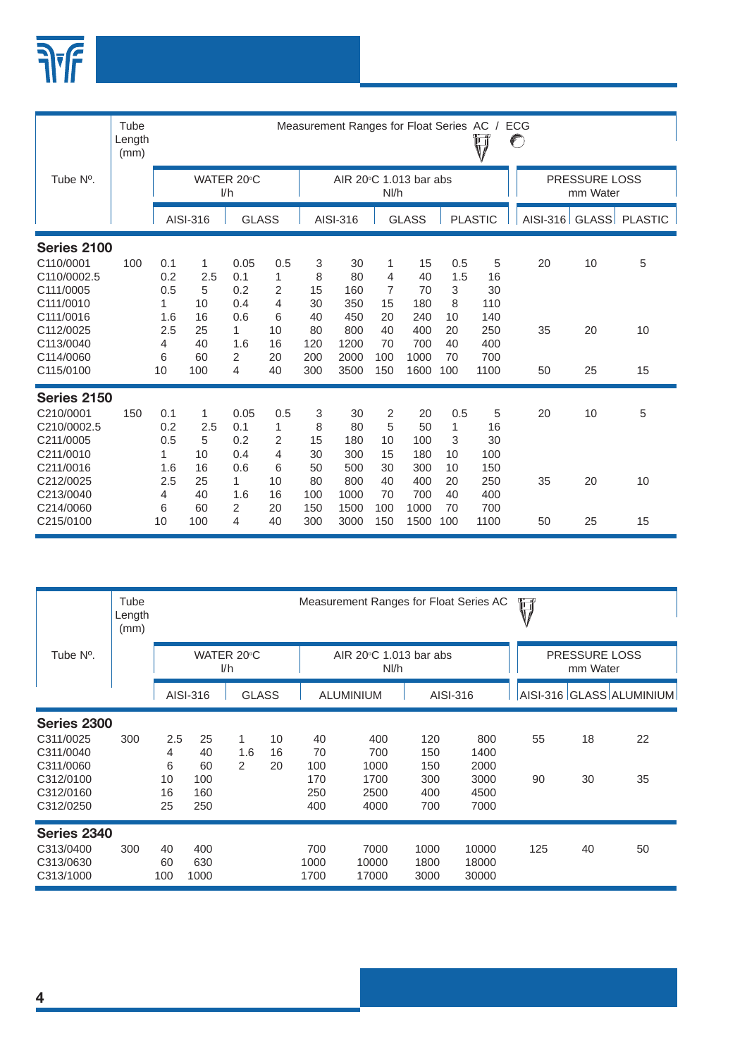| Tube Nº. | Tube Length (mm) | Measurement Ranges for Float Series AC / ECG | | | | | | | | | | | | | | |
|---|---|---|---|---|---|---|---|---|---|---|---|---|---|---|---|---|
| | | WATER 20°C l/h | | | | AIR 20°C 1.013 bar abs Nl/h | | | | | | PRESSURE LOSS mm Water | | |
| | | AISI-316 | | GLASS | | AISI-316 | | GLASS | | PLASTIC | | AISI-316 | GLASS | PLASTIC |
| **Series 2100** | | | | | | | | | | | | | | |
| C110/0001 | 100 | 0.1 | 1 | 0.05 | 0.5 | 3 | 30 | 1 | 15 | 0.5 | 5 | 20 | 10 | 5 |
| C110/0002.5 | | 0.2 | 2.5 | 0.1 | 1 | 8 | 80 | 4 | 40 | 1.5 | 16 | | | |
| C111/0005 | | 0.5 | 5 | 0.2 | 2 | 15 | 160 | 7 | 70 | 3 | 30 | | | |
| C111/0010 | | 1 | 10 | 0.4 | 4 | 30 | 350 | 15 | 180 | 8 | 110 | | | |
| C111/0016 | | 1.6 | 16 | 0.6 | 6 | 40 | 450 | 20 | 240 | 10 | 140 | | | |
| C112/0025 | | 2.5 | 25 | 1 | 10 | 80 | 800 | 40 | 400 | 20 | 250 | 35 | 20 | 10 |
| C113/0040 | | 4 | 40 | 1.6 | 16 | 120 | 1200 | 70 | 700 | 40 | 400 | | | |
| C114/0060 | | 6 | 60 | 2 | 20 | 200 | 2000 | 100 | 1000 | 70 | 700 | | | |
| C115/0100 | | 10 | 100 | 4 | 40 | 300 | 3500 | 150 | 1600 | 100 | 1100 | 50 | 25 | 15 |
| **Series 2150** | | | | | | | | | | | | | | |
| C210/0001 | 150 | 0.1 | 1 | 0.05 | 0.5 | 3 | 30 | 2 | 20 | 0.5 | 5 | 20 | 10 | 5 |
| C210/0002.5 | | 0.2 | 2.5 | 0.1 | 1 | 8 | 80 | 5 | 50 | 1 | 16 | | | |
| C211/0005 | | 0.5 | 5 | 0.2 | 2 | 15 | 180 | 10 | 100 | 3 | 30 | | | |
| C211/0010 | | 1 | 10 | 0.4 | 4 | 30 | 300 | 15 | 180 | 10 | 100 | | | |
| C211/0016 | | 1.6 | 16 | 0.6 | 6 | 50 | 500 | 30 | 300 | 10 | 150 | | | |
| C212/0025 | | 2.5 | 25 | 1 | 10 | 80 | 800 | 40 | 400 | 20 | 250 | 35 | 20 | 10 |
| C213/0040 | | 4 | 40 | 1.6 | 16 | 100 | 1000 | 70 | 700 | 40 | 400 | | | |
| C214/0060 | | 6 | 60 | 2 | 20 | 150 | 1500 | 100 | 1000 | 70 | 700 | | | |
| C215/0100 | | 10 | 100 | 4 | 40 | 300 | 3000 | 150 | 1500 | 100 | 1100 | 50 | 25 | 15 |

| Tube Nº. | Tube Length (mm) | Measurement Ranges for Float Series AC | | | | | | | | | | |
|---|---|---|---|---|---|---|---|---|---|---|---|---|
| | | WATER 20°C l/h | | | | AIR 20°C 1.013 bar abs Nl/h | | | | PRESSURE LOSS mm Water | | |
| | | AISI-316 | | GLASS | | ALUMINIUM | | AISI-316 | | AISI-316 | GLASS | ALUMINIUM |
| **Series 2300** | | | | | | | | | | | | |
| C311/0025 | 300 | 2.5 | 25 | 1 | 10 | 40 | 400 | 120 | 800 | 55 | 18 | 22 |
| C311/0040 | | 4 | 40 | 1.6 | 16 | 70 | 700 | 150 | 1400 | | | |
| C311/0060 | | 6 | 60 | 2 | 20 | 100 | 1000 | 150 | 2000 | | | |
| C312/0100 | | 10 | 100 | | | 170 | 1700 | 300 | 3000 | 90 | 30 | 35 |
| C312/0160 | | 16 | 160 | | | 250 | 2500 | 400 | 4500 | | | |
| C312/0250 | | 25 | 250 | | | 400 | 4000 | 700 | 7000 | | | |
| **Series 2340** | | | | | | | | | | | | |
| C313/0400 | 300 | 40 | 400 | | | 700 | 7000 | 1000 | 10000 | 125 | 40 | 50 |
| C313/0630 | | 60 | 630 | | | 1000 | 10000 | 1800 | 18000 | | | |
| C313/1000 | | 100 | 1000 | | | 1700 | 17000 | 3000 | 30000 | | | |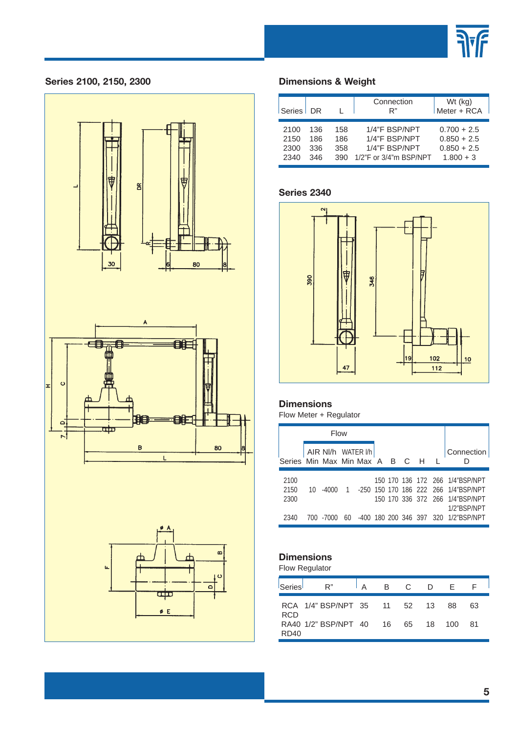## Series 2100, 2150, 2300

## Dimensions & Weight

| Series | DR | L | Connection R" | Wt (kg) Meter + RCA |
|---|---|---|---|---|
| 2100 | 136 | 158 | 1/4"F BSP/NPT | 0.700 + 2.5 |
| 2150 | 186 | 186 | 1/4"F BSP/NPT | 0.850 + 2.5 |
| 2300 | 336 | 358 | 1/4"F BSP/NPT | 0.850 + 2.5 |
| 2340 | 346 | 390 | 1/2"F or 3/4"m BSP/NPT | 1.800 + 3 |

## Series 2340

## Dimensions

Flow Meter + Regulator

| Series | Flow | | | | A | B | C | H | L | Connection D |
|---|---|---|---|---|---|---|---|---|---|---|
| | AIR Nl/h | | WATER l/h | | | | | | | |
| | Min | Max | Min | Max | | | | | | |
| 2100 | | | | | 150 | 170 | 136 | 172 | 266 | 1/4"BSP/NPT |
| 2150 | 10 | -4000 | 1 | -250 | 150 | 170 | 186 | 222 | 266 | 1/4"BSP/NPT |
| 2300 | | | | | 150 | 170 | 336 | 372 | 266 | 1/4"BSP/NPT 1/2"BSP/NPT |
| 2340 | 700 | -7000 | 60 | -400 | 180 | 200 | 346 | 397 | 320 | 1/2"BSP/NPT |

## Dimensions

Flow Regulator

| Series | R" | A | B | C | D | E | F |
|---|---|---|---|---|---|---|---|
| RCA RCD | 1/4" BSP/NPT | 35 | 11 | 52 | 13 | 88 | 63 |
| RA40 RD40 | 1/2" BSP/NPT | 40 | 16 | 65 | 18 | 100 | 81 |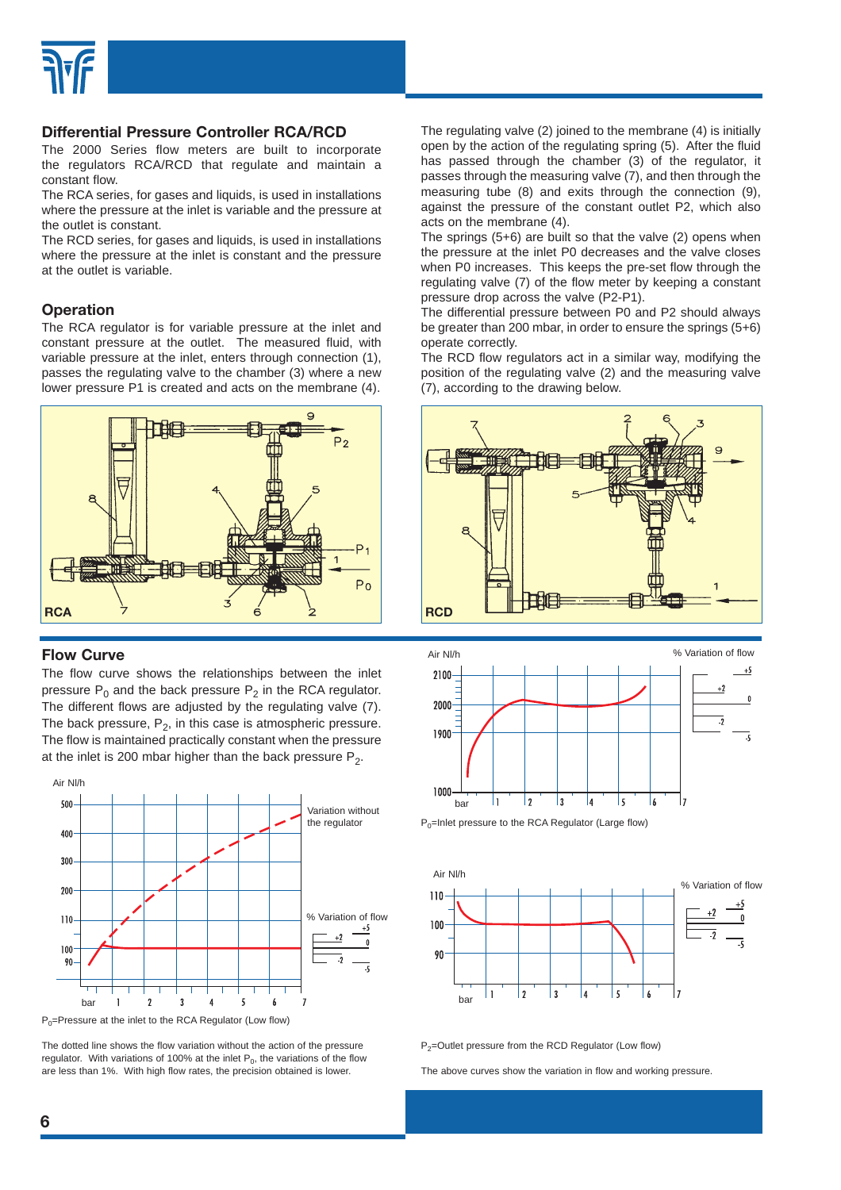## Differential Pressure Controller RCA/RCD

The 2000 Series flow meters are built to incorporate the regulators RCA/RCD that regulate and maintain a constant flow.

The RCA series, for gases and liquids, is used in installations where the pressure at the inlet is variable and the pressure at the outlet is constant.

The RCD series, for gases and liquids, is used in installations where the pressure at the inlet is constant and the pressure at the outlet is variable.

## Operation

The RCA regulator is for variable pressure at the inlet and constant pressure at the outlet. The measured fluid, with variable pressure at the inlet, enters through connection (1), passes the regulating valve to the chamber (3) where a new lower pressure P1 is created and acts on the membrane (4).

The regulating valve (2) joined to the membrane (4) is initially open by the action of the regulating spring (5). After the fluid has passed through the chamber (3) of the regulator, it passes through the measuring valve (7), and then through the measuring tube (8) and exits through the connection (9), against the pressure of the constant outlet P2, which also acts on the membrane (4).

The springs (5+6) are built so that the valve (2) opens when the pressure at the inlet P0 decreases and the valve closes when P0 increases. This keeps the pre-set flow through the regulating valve (7) of the flow meter by keeping a constant pressure drop across the valve (P2-P1).

The differential pressure between P0 and P2 should always be greater than 200 mbar, in order to ensure the springs (5+6) operate correctly.

The RCD flow regulators act in a similar way, modifying the position of the regulating valve (2) and the measuring valve (7), according to the drawing below.

RCA

RCD

## Flow Curve

The flow curve shows the relationships between the inlet pressure $P_0$ and the back pressure $P_2$ in the RCA regulator. The different flows are adjusted by the regulating valve (7). The back pressure, $P_2$, in this case is atmospheric pressure. The flow is maintained practically constant when the pressure at the inlet is 200 mbar higher than the back pressure $P_2$.

$P_0$=Pressure at the inlet to the RCA Regulator (Low flow)

$P_0$=Inlet pressure to the RCA Regulator (Large flow)

$P_2$=Outlet pressure from the RCD Regulator (Low flow)

The dotted line shows the flow variation without the action of the pressure regulator. With variations of 100% at the inlet $P_0$, the variations of the flow are less than 1%. With high flow rates, the precision obtained is lower.

The above curves show the variation in flow and working pressure.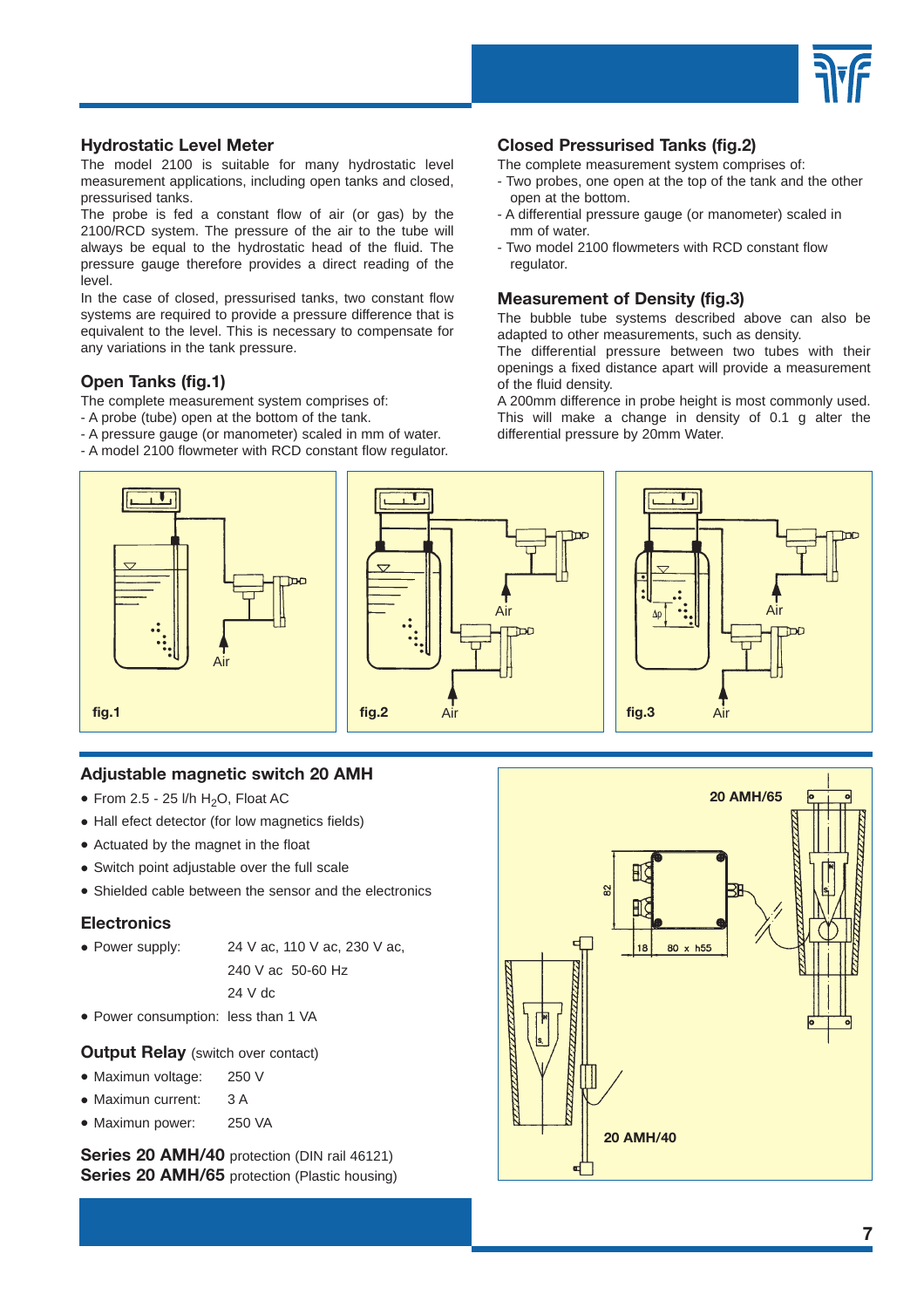## Hydrostatic Level Meter

The model 2100 is suitable for many hydrostatic level measurement applications, including open tanks and closed, pressurised tanks.

The probe is fed a constant flow of air (or gas) by the 2100/RCD system. The pressure of the air to the tube will always be equal to the hydrostatic head of the fluid. The pressure gauge therefore provides a direct reading of the level.

In the case of closed, pressurised tanks, two constant flow systems are required to provide a pressure difference that is equivalent to the level. This is necessary to compensate for any variations in the tank pressure.

## Open Tanks (fig.1)

The complete measurement system comprises of:

- A probe (tube) open at the bottom of the tank.
- A pressure gauge (or manometer) scaled in mm of water.
- A model 2100 flowmeter with RCD constant flow regulator.

## Closed Pressurised Tanks (fig.2)

The complete measurement system comprises of:

- Two probes, one open at the top of the tank and the other open at the bottom.
- A differential pressure gauge (or manometer) scaled in mm of water.
- Two model 2100 flowmeters with RCD constant flow regulator.

## Measurement of Density (fig.3)

The bubble tube systems described above can also be adapted to other measurements, such as density.

The differential pressure between two tubes with their openings a fixed distance apart will provide a measurement of the fluid density.

A 200mm difference in probe height is most commonly used. This will make a change in density of 0.1 g alter the differential pressure by 20mm Water.

fig.1

fig.2

fig.3

## Adjustable magnetic switch 20 AMH

- From 2.5 - 25 l/h $H_2O$, Float AC
- Hall efect detector (for low magnetics fields)
- Actuated by the magnet in the float
- Switch point adjustable over the full scale
- Shielded cable between the sensor and the electronics

## Electronics

- Power supply: 24 V ac, 110 V ac, 230 V ac, 240 V ac 50-60 Hz, 24 V dc
- Power consumption: less than 1 VA

## Output Relay (switch over contact)

- Maximun voltage: 250 V
- Maximun current: 3 A
- Maximun power: 250 VA

**Series 20 AMH/40** protection (DIN rail 46121)
**Series 20 AMH/65** protection (Plastic housing)

20 AMH/65

20 AMH/40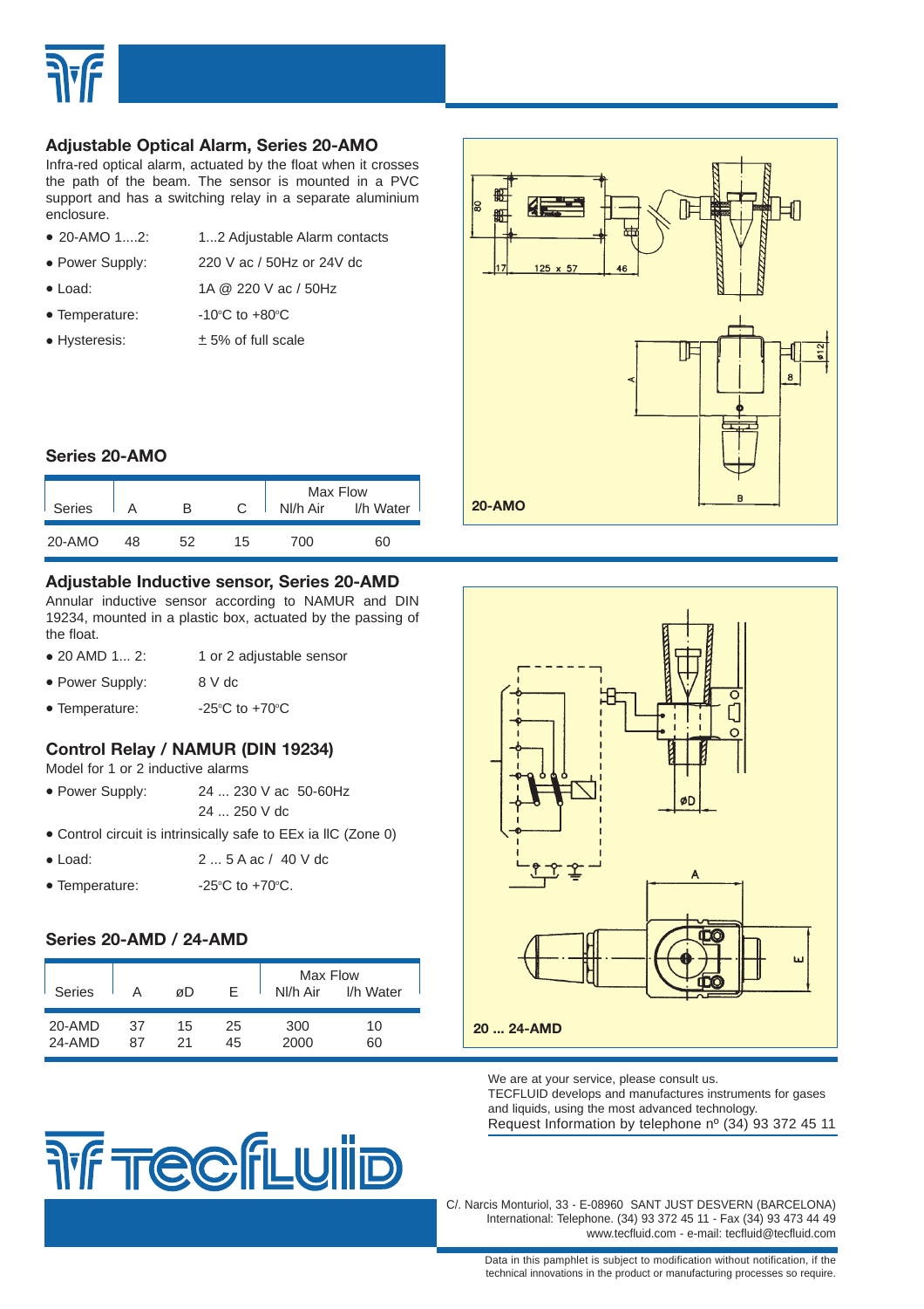## Adjustable Optical Alarm, Series 20-AMO

Infra-red optical alarm, actuated by the float when it crosses the path of the beam. The sensor is mounted in a PVC support and has a switching relay in a separate aluminium enclosure.

- 20-AMO 1....2: 1...2 Adjustable Alarm contacts
- Power Supply: 220 V ac / 50Hz or 24V dc
- Load: 1A @ 220 V ac / 50Hz
- Temperature: -10°C to +80°C
- Hysteresis: ± 5% of full scale

### Series 20-AMO

| Series | A | B | C | Max Flow Nl/h Air | Max Flow l/h Water |
|---|---|---|---|---|---|
| 20-AMO | 48 | 52 | 15 | 700 | 60 |

80

17

125 x 57

46

A

ø12

8

B

20-AMO

## Adjustable Inductive sensor, Series 20-AMD

Annular inductive sensor according to NAMUR and DIN 19234, mounted in a plastic box, actuated by the passing of the float.

- 20 AMD 1... 2: 1 or 2 adjustable sensor
- Power Supply: 8 V dc
- Temperature: -25°C to +70°C

## Control Relay / NAMUR (DIN 19234)

Model for 1 or 2 inductive alarms

- Power Supply: 24 ... 230 V ac 50-60Hz
  24 ... 250 V dc
- Control circuit is intrinsically safe to EEx ia IIC (Zone 0)
- Load: 2 ... 5 A ac / 40 V dc
- Temperature: -25°C to +70°C.

### Series 20-AMD / 24-AMD

| Series | A | øD | E | Max Flow Nl/h Air | Max Flow l/h Water |
|---|---|---|---|---|---|
| 20-AMD | 37 | 15 | 25 | 300 | 10 |
| 24-AMD | 87 | 21 | 45 | 2000 | 60 |

øD

A

E

20 ... 24-AMD

We are at your service, please consult us.
TECFLUID develops and manufactures instruments for gases and liquids, using the most advanced technology.
Request Information by telephone nº (34) 93 372 45 11

tecfluid

C/. Narcis Monturiol, 33 - E-08960 SANT JUST DESVERN (BARCELONA)
International: Telephone. (34) 93 372 45 11 - Fax (34) 93 473 44 49
www.tecfluid.com - e-mail: tecfluid@tecfluid.com

Data in this pamphlet is subject to modification without notification, if the technical innovations in the product or manufacturing processes so require.